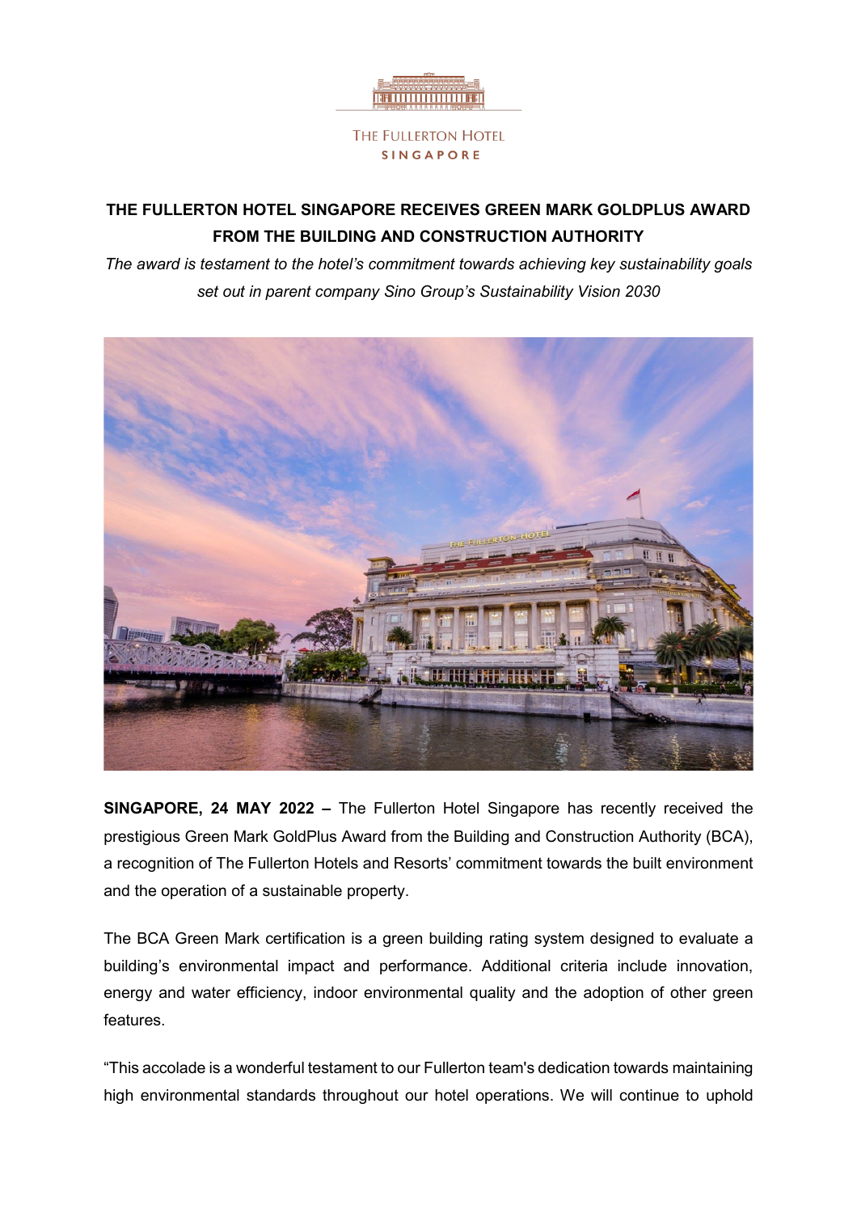THE FULLERTON HOTEL
SINGAPORE

# THE FULLERTON HOTEL SINGAPORE RECEIVES GREEN MARK GOLDPLUS AWARD FROM THE BUILDING AND CONSTRUCTION AUTHORITY

*The award is testament to the hotel's commitment towards achieving key sustainability goals set out in parent company Sino Group's Sustainability Vision 2030*

**SINGAPORE, 24 MAY 2022 –** The Fullerton Hotel Singapore has recently received the prestigious Green Mark GoldPlus Award from the Building and Construction Authority (BCA), a recognition of The Fullerton Hotels and Resorts' commitment towards the built environment and the operation of a sustainable property.

The BCA Green Mark certification is a green building rating system designed to evaluate a building's environmental impact and performance. Additional criteria include innovation, energy and water efficiency, indoor environmental quality and the adoption of other green features.

"This accolade is a wonderful testament to our Fullerton team's dedication towards maintaining high environmental standards throughout our hotel operations. We will continue to uphold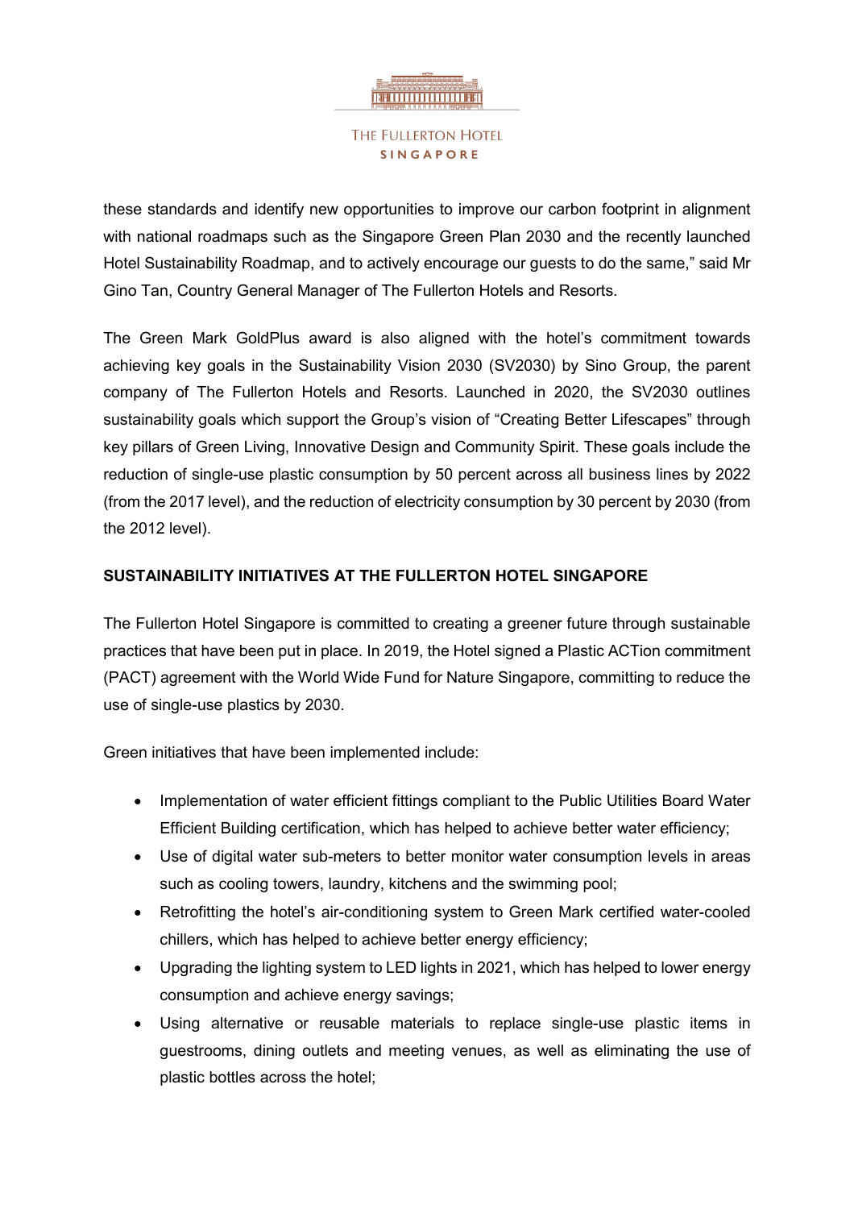these standards and identify new opportunities to improve our carbon footprint in alignment with national roadmaps such as the Singapore Green Plan 2030 and the recently launched Hotel Sustainability Roadmap, and to actively encourage our guests to do the same," said Mr Gino Tan, Country General Manager of The Fullerton Hotels and Resorts.

The Green Mark GoldPlus award is also aligned with the hotel's commitment towards achieving key goals in the Sustainability Vision 2030 (SV2030) by Sino Group, the parent company of The Fullerton Hotels and Resorts. Launched in 2020, the SV2030 outlines sustainability goals which support the Group's vision of "Creating Better Lifescapes" through key pillars of Green Living, Innovative Design and Community Spirit. These goals include the reduction of single-use plastic consumption by 50 percent across all business lines by 2022 (from the 2017 level), and the reduction of electricity consumption by 30 percent by 2030 (from the 2012 level).

**SUSTAINABILITY INITIATIVES AT THE FULLERTON HOTEL SINGAPORE**

The Fullerton Hotel Singapore is committed to creating a greener future through sustainable practices that have been put in place. In 2019, the Hotel signed a Plastic ACTion commitment (PACT) agreement with the World Wide Fund for Nature Singapore, committing to reduce the use of single-use plastics by 2030.

Green initiatives that have been implemented include:

- Implementation of water efficient fittings compliant to the Public Utilities Board Water Efficient Building certification, which has helped to achieve better water efficiency;
- Use of digital water sub-meters to better monitor water consumption levels in areas such as cooling towers, laundry, kitchens and the swimming pool;
- Retrofitting the hotel's air-conditioning system to Green Mark certified water-cooled chillers, which has helped to achieve better energy efficiency;
- Upgrading the lighting system to LED lights in 2021, which has helped to lower energy consumption and achieve energy savings;
- Using alternative or reusable materials to replace single-use plastic items in guestrooms, dining outlets and meeting venues, as well as eliminating the use of plastic bottles across the hotel;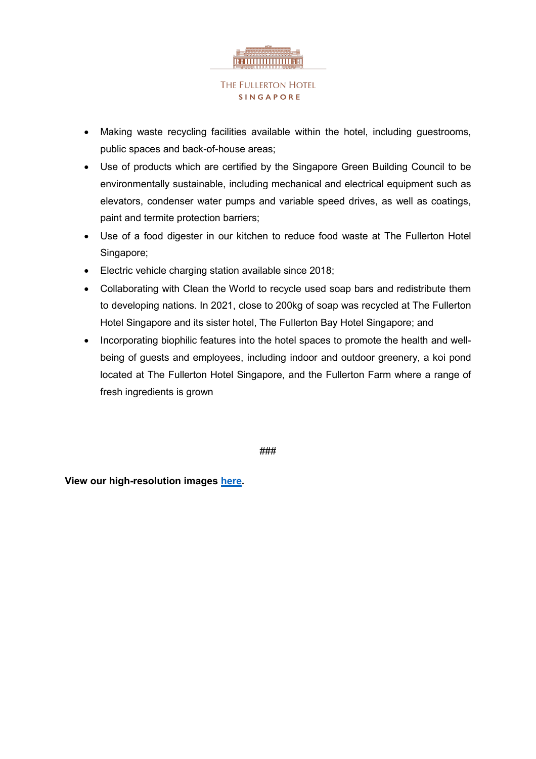- Making waste recycling facilities available within the hotel, including guestrooms, public spaces and back-of-house areas;
- Use of products which are certified by the Singapore Green Building Council to be environmentally sustainable, including mechanical and electrical equipment such as elevators, condenser water pumps and variable speed drives, as well as coatings, paint and termite protection barriers;
- Use of a food digester in our kitchen to reduce food waste at The Fullerton Hotel Singapore;
- Electric vehicle charging station available since 2018;
- Collaborating with Clean the World to recycle used soap bars and redistribute them to developing nations. In 2021, close to 200kg of soap was recycled at The Fullerton Hotel Singapore and its sister hotel, The Fullerton Bay Hotel Singapore; and
- Incorporating biophilic features into the hotel spaces to promote the health and well-being of guests and employees, including indoor and outdoor greenery, a koi pond located at The Fullerton Hotel Singapore, and the Fullerton Farm where a range of fresh ingredients is grown

###

**View our high-resolution images here.**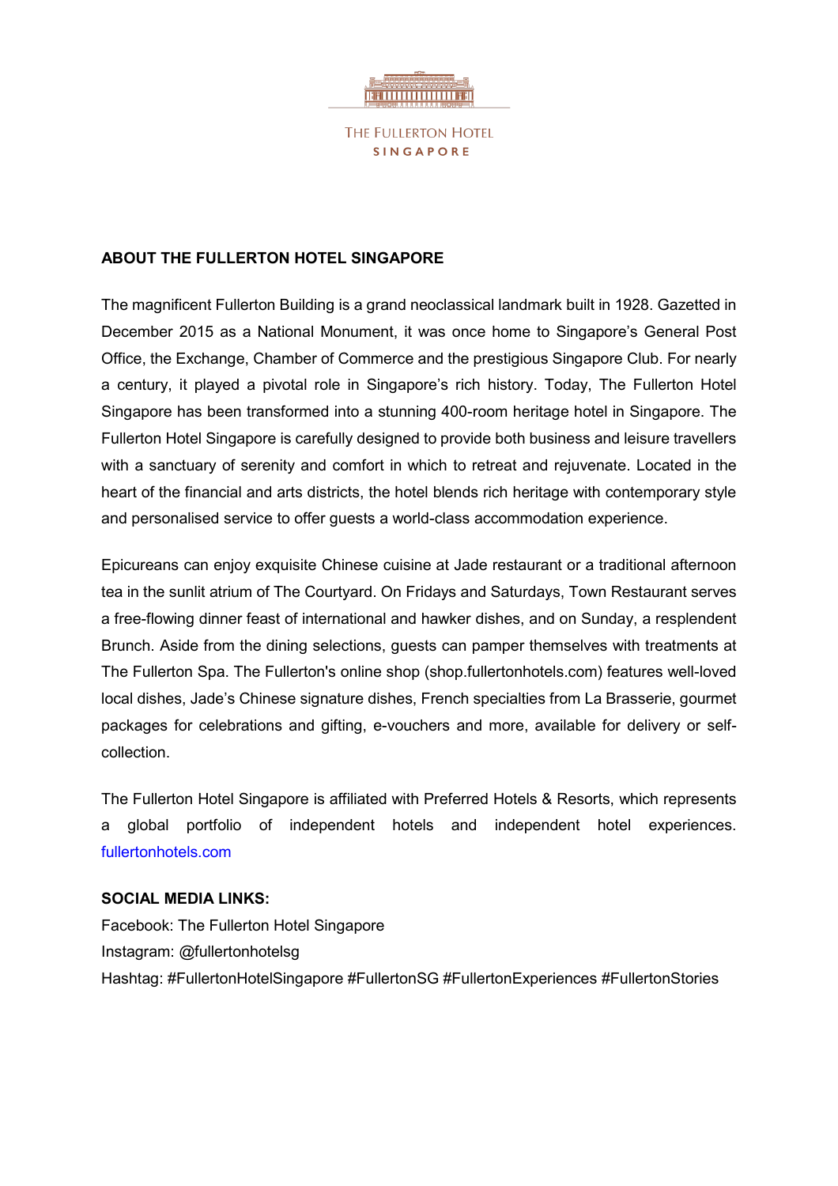THE FULLERTON HOTEL
SINGAPORE

## ABOUT THE FULLERTON HOTEL SINGAPORE

The magnificent Fullerton Building is a grand neoclassical landmark built in 1928. Gazetted in December 2015 as a National Monument, it was once home to Singapore's General Post Office, the Exchange, Chamber of Commerce and the prestigious Singapore Club. For nearly a century, it played a pivotal role in Singapore's rich history. Today, The Fullerton Hotel Singapore has been transformed into a stunning 400-room heritage hotel in Singapore. The Fullerton Hotel Singapore is carefully designed to provide both business and leisure travellers with a sanctuary of serenity and comfort in which to retreat and rejuvenate. Located in the heart of the financial and arts districts, the hotel blends rich heritage with contemporary style and personalised service to offer guests a world-class accommodation experience.

Epicureans can enjoy exquisite Chinese cuisine at Jade restaurant or a traditional afternoon tea in the sunlit atrium of The Courtyard. On Fridays and Saturdays, Town Restaurant serves a free-flowing dinner feast of international and hawker dishes, and on Sunday, a resplendent Brunch. Aside from the dining selections, guests can pamper themselves with treatments at The Fullerton Spa. The Fullerton's online shop (shop.fullertonhotels.com) features well-loved local dishes, Jade's Chinese signature dishes, French specialties from La Brasserie, gourmet packages for celebrations and gifting, e-vouchers and more, available for delivery or self-collection.

The Fullerton Hotel Singapore is affiliated with Preferred Hotels & Resorts, which represents a global portfolio of independent hotels and independent hotel experiences. fullertonhotels.com

**SOCIAL MEDIA LINKS:**

Facebook: The Fullerton Hotel Singapore
Instagram: @fullertonhotelsg
Hashtag: #FullertonHotelSingapore #FullertonSG #FullertonExperiences #FullertonStories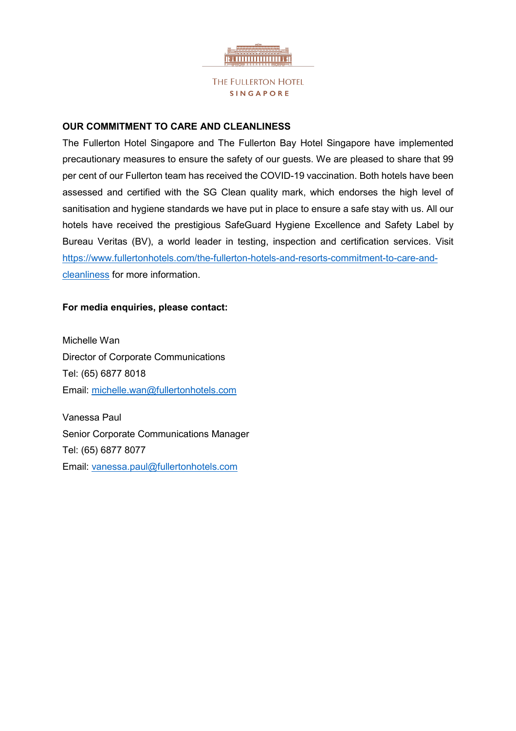THE FULLERTON HOTEL
SINGAPORE

**OUR COMMITMENT TO CARE AND CLEANLINESS**

The Fullerton Hotel Singapore and The Fullerton Bay Hotel Singapore have implemented precautionary measures to ensure the safety of our guests. We are pleased to share that 99 per cent of our Fullerton team has received the COVID-19 vaccination. Both hotels have been assessed and certified with the SG Clean quality mark, which endorses the high level of sanitisation and hygiene standards we have put in place to ensure a safe stay with us. All our hotels have received the prestigious SafeGuard Hygiene Excellence and Safety Label by Bureau Veritas (BV), a world leader in testing, inspection and certification services. Visit https://www.fullertonhotels.com/the-fullerton-hotels-and-resorts-commitment-to-care-and-cleanliness for more information.

**For media enquiries, please contact:**

Michelle Wan
Director of Corporate Communications
Tel: (65) 6877 8018
Email: michelle.wan@fullertonhotels.com

Vanessa Paul
Senior Corporate Communications Manager
Tel: (65) 6877 8077
Email: vanessa.paul@fullertonhotels.com